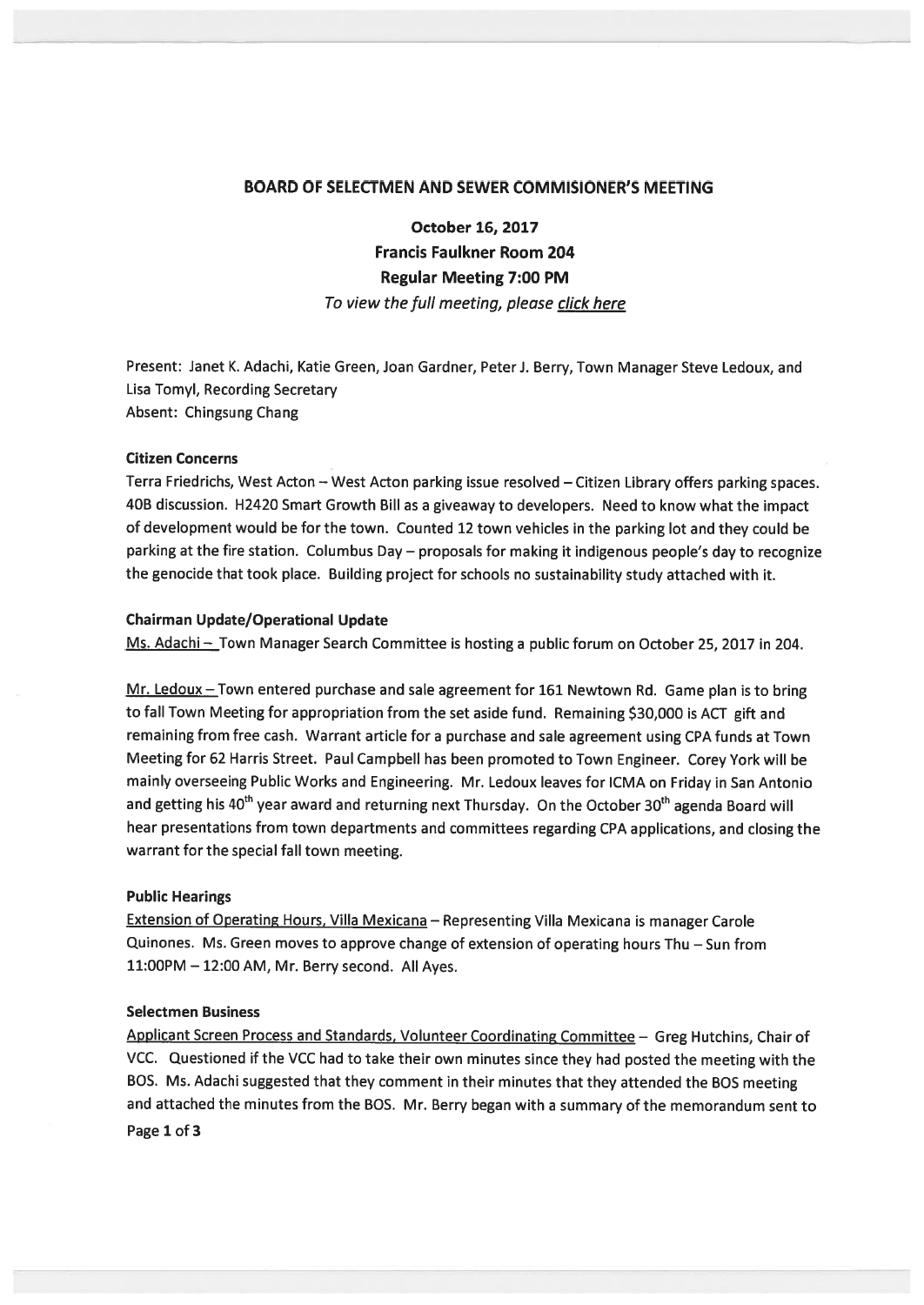## BOARD OF SELECTMEN AND SEWER COMMISIONER'S MEETING

### October 16, 2017
### Francis Faulkner Room 204
### Regular Meeting 7:00 PM

*To view the full meeting, please click here*

Present: Janet K. Adachi, Katie Green, Joan Gardner, Peter J. Berry, Town Manager Steve Ledoux, and Lisa Tomyl, Recording Secretary
Absent: Chingsung Chang

**Citizen Concerns**

Terra Friedrichs, West Acton – West Acton parking issue resolved – Citizen Library offers parking spaces. 40B discussion. H2420 Smart Growth Bill as a giveaway to developers. Need to know what the impact of development would be for the town. Counted 12 town vehicles in the parking lot and they could be parking at the fire station. Columbus Day – proposals for making it indigenous people's day to recognize the genocide that took place. Building project for schools no sustainability study attached with it.

**Chairman Update/Operational Update**

Ms. Adachi – Town Manager Search Committee is hosting a public forum on October 25, 2017 in 204.

Mr. Ledoux – Town entered purchase and sale agreement for 161 Newtown Rd. Game plan is to bring to fall Town Meeting for appropriation from the set aside fund. Remaining $30,000 is ACT gift and remaining from free cash. Warrant article for a purchase and sale agreement using CPA funds at Town Meeting for 62 Harris Street. Paul Campbell has been promoted to Town Engineer. Corey York will be mainly overseeing Public Works and Engineering. Mr. Ledoux leaves for ICMA on Friday in San Antonio and getting his 40th year award and returning next Thursday. On the October 30th agenda Board will hear presentations from town departments and committees regarding CPA applications, and closing the warrant for the special fall town meeting.

**Public Hearings**

Extension of Operating Hours, Villa Mexicana – Representing Villa Mexicana is manager Carole Quinones. Ms. Green moves to approve change of extension of operating hours Thu – Sun from 11:00PM – 12:00 AM, Mr. Berry second. All Ayes.

**Selectmen Business**

Applicant Screen Process and Standards, Volunteer Coordinating Committee – Greg Hutchins, Chair of VCC. Questioned if the VCC had to take their own minutes since they had posted the meeting with the BOS. Ms. Adachi suggested that they comment in their minutes that they attended the BOS meeting and attached the minutes from the BOS. Mr. Berry began with a summary of the memorandum sent to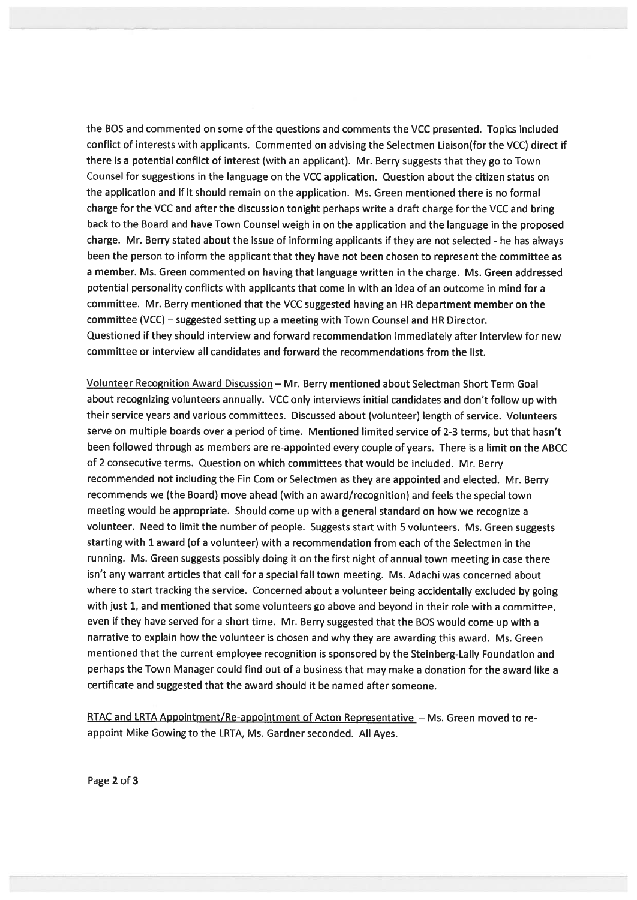the BOS and commented on some of the questions and comments the VCC presented. Topics included conflict of interests with applicants. Commented on advising the Selectmen Liaison(for the VCC) direct if there is a potential conflict of interest (with an applicant). Mr. Berry suggests that they go to Town Counsel for suggestions in the language on the VCC application. Question about the citizen status on the application and if it should remain on the application. Ms. Green mentioned there is no formal charge for the VCC and after the discussion tonight perhaps write a draft charge for the VCC and bring back to the Board and have Town Counsel weigh in on the application and the language in the proposed charge. Mr. Berry stated about the issue of informing applicants if they are not selected - he has always been the person to inform the applicant that they have not been chosen to represent the committee as a member. Ms. Green commented on having that language written in the charge. Ms. Green addressed potential personality conflicts with applicants that come in with an idea of an outcome in mind for a committee. Mr. Berry mentioned that the VCC suggested having an HR department member on the committee (VCC) – suggested setting up a meeting with Town Counsel and HR Director.
Questioned if they should interview and forward recommendation immediately after interview for new committee or interview all candidates and forward the recommendations from the list.

Volunteer Recognition Award Discussion – Mr. Berry mentioned about Selectman Short Term Goal about recognizing volunteers annually. VCC only interviews initial candidates and don't follow up with their service years and various committees. Discussed about (volunteer) length of service. Volunteers serve on multiple boards over a period of time. Mentioned limited service of 2-3 terms, but that hasn't been followed through as members are re-appointed every couple of years. There is a limit on the ABCC of 2 consecutive terms. Question on which committees that would be included. Mr. Berry recommended not including the Fin Com or Selectmen as they are appointed and elected. Mr. Berry recommends we (the Board) move ahead (with an award/recognition) and feels the special town meeting would be appropriate. Should come up with a general standard on how we recognize a volunteer. Need to limit the number of people. Suggests start with 5 volunteers. Ms. Green suggests starting with 1 award (of a volunteer) with a recommendation from each of the Selectmen in the running. Ms. Green suggests possibly doing it on the first night of annual town meeting in case there isn't any warrant articles that call for a special fall town meeting. Ms. Adachi was concerned about where to start tracking the service. Concerned about a volunteer being accidentally excluded by going with just 1, and mentioned that some volunteers go above and beyond in their role with a committee, even if they have served for a short time. Mr. Berry suggested that the BOS would come up with a narrative to explain how the volunteer is chosen and why they are awarding this award. Ms. Green mentioned that the current employee recognition is sponsored by the Steinberg-Lally Foundation and perhaps the Town Manager could find out of a business that may make a donation for the award like a certificate and suggested that the award should it be named after someone.

RTAC and LRTA Appointment/Re-appointment of Acton Representative – Ms. Green moved to re-appoint Mike Gowing to the LRTA, Ms. Gardner seconded. All Ayes.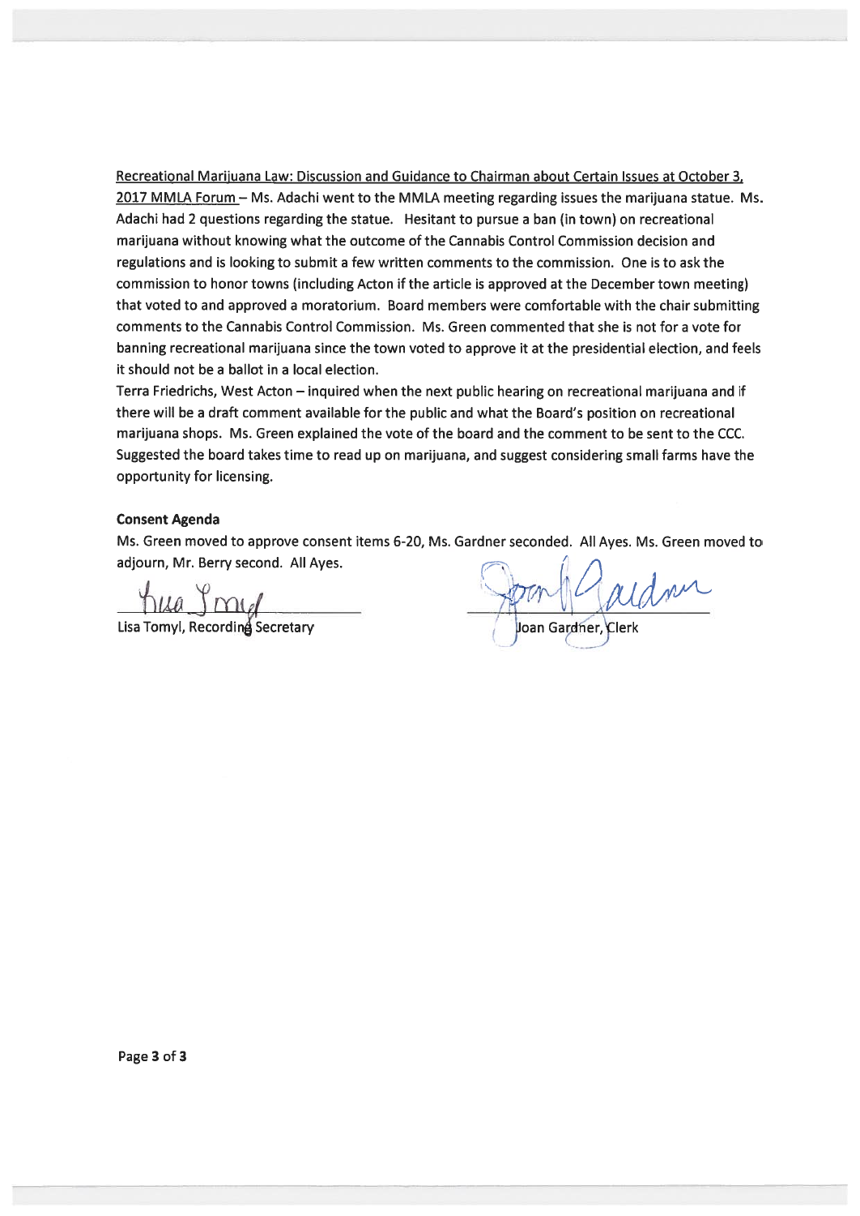Recreational Marijuana Law: Discussion and Guidance to Chairman about Certain Issues at October 3, 2017 MMLA Forum – Ms. Adachi went to the MMLA meeting regarding issues the marijuana statue. Ms. Adachi had 2 questions regarding the statue. Hesitant to pursue a ban (in town) on recreational marijuana without knowing what the outcome of the Cannabis Control Commission decision and regulations and is looking to submit a few written comments to the commission. One is to ask the commission to honor towns (including Acton if the article is approved at the December town meeting) that voted to and approved a moratorium. Board members were comfortable with the chair submitting comments to the Cannabis Control Commission. Ms. Green commented that she is not for a vote for banning recreational marijuana since the town voted to approve it at the presidential election, and feels it should not be a ballot in a local election.

Terra Friedrichs, West Acton – inquired when the next public hearing on recreational marijuana and if there will be a draft comment available for the public and what the Board's position on recreational marijuana shops. Ms. Green explained the vote of the board and the comment to be sent to the CCC. Suggested the board takes time to read up on marijuana, and suggest considering small farms have the opportunity for licensing.

**Consent Agenda**

Ms. Green moved to approve consent items 6-20, Ms. Gardner seconded. All Ayes. Ms. Green moved to adjourn, Mr. Berry second. All Ayes.

Lisa Tomyl, Recording Secretary

Joan Gardner, Clerk